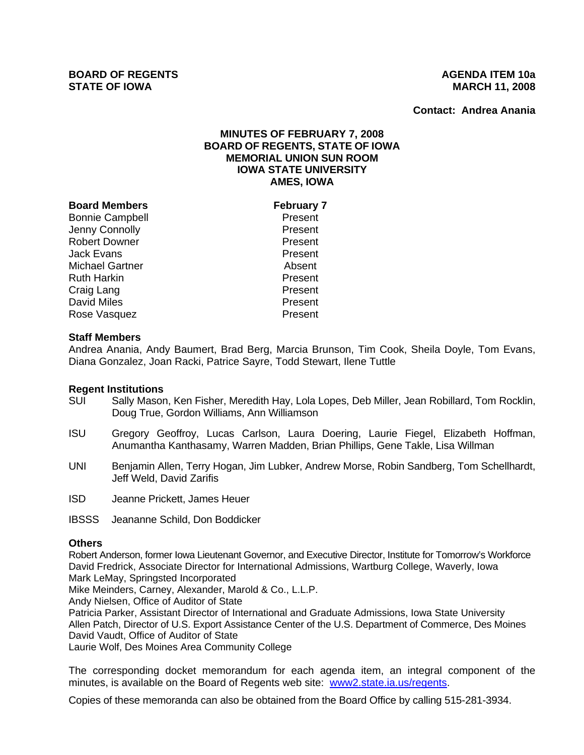**BOARD OF REGENTS**
**STATE OF IOWA**

**AGENDA ITEM 10a**
**MARCH 11, 2008**

**Contact: Andrea Anania**

## MINUTES OF FEBRUARY 7, 2008
## BOARD OF REGENTS, STATE OF IOWA
## MEMORIAL UNION SUN ROOM
## IOWA STATE UNIVERSITY
## AMES, IOWA

| **Board Members** | **February 7** |
|---|---|
| Bonnie Campbell | Present |
| Jenny Connolly | Present |
| Robert Downer | Present |
| Jack Evans | Present |
| Michael Gartner | Absent |
| Ruth Harkin | Present |
| Craig Lang | Present |
| David Miles | Present |
| Rose Vasquez | Present |

### Staff Members

Andrea Anania, Andy Baumert, Brad Berg, Marcia Brunson, Tim Cook, Sheila Doyle, Tom Evans, Diana Gonzalez, Joan Racki, Patrice Sayre, Todd Stewart, Ilene Tuttle

### Regent Institutions

SUI Sally Mason, Ken Fisher, Meredith Hay, Lola Lopes, Deb Miller, Jean Robillard, Tom Rocklin, Doug True, Gordon Williams, Ann Williamson

ISU Gregory Geoffroy, Lucas Carlson, Laura Doering, Laurie Fiegel, Elizabeth Hoffman, Anumantha Kanthasamy, Warren Madden, Brian Phillips, Gene Takle, Lisa Willman

UNI Benjamin Allen, Terry Hogan, Jim Lubker, Andrew Morse, Robin Sandberg, Tom Schellhardt, Jeff Weld, David Zarifis

ISD Jeanne Prickett, James Heuer

IBSSS Jeananne Schild, Don Boddicker

### Others

Robert Anderson, former Iowa Lieutenant Governor, and Executive Director, Institute for Tomorrow's Workforce
David Fredrick, Associate Director for International Admissions, Wartburg College, Waverly, Iowa
Mark LeMay, Springsted Incorporated
Mike Meinders, Carney, Alexander, Marold & Co., L.L.P.
Andy Nielsen, Office of Auditor of State
Patricia Parker, Assistant Director of International and Graduate Admissions, Iowa State University
Allen Patch, Director of U.S. Export Assistance Center of the U.S. Department of Commerce, Des Moines
David Vaudt, Office of Auditor of State
Laurie Wolf, Des Moines Area Community College

The corresponding docket memorandum for each agenda item, an integral component of the minutes, is available on the Board of Regents web site: www2.state.ia.us/regents.

Copies of these memoranda can also be obtained from the Board Office by calling 515-281-3934.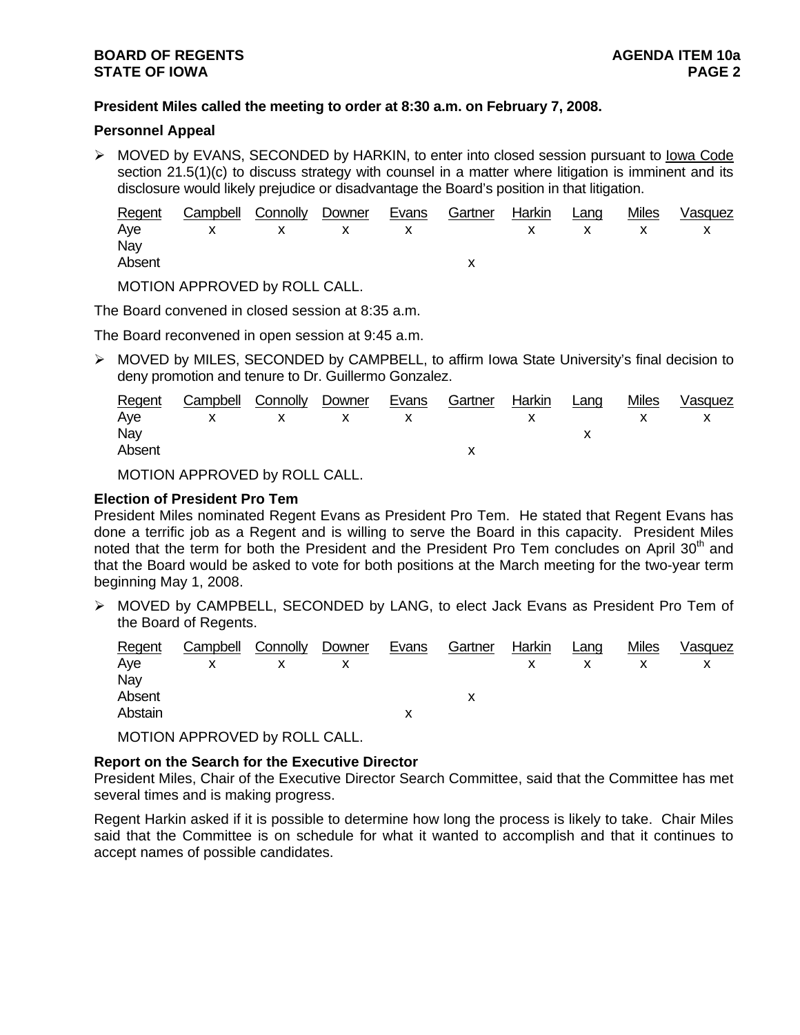**President Miles called the meeting to order at 8:30 a.m. on February 7, 2008.**

**Personnel Appeal**

➢ MOVED by EVANS, SECONDED by HARKIN, to enter into closed session pursuant to Iowa Code section 21.5(1)(c) to discuss strategy with counsel in a matter where litigation is imminent and its disclosure would likely prejudice or disadvantage the Board's position in that litigation.

| Regent | Campbell | Connolly | Downer | Evans | Gartner | Harkin | Lang | Miles | Vasquez |
|---|---|---|---|---|---|---|---|---|---|
| Aye | x | x | x | x | | x | x | x | x |
| Nay | | | | | | | | | |
| Absent | | | | | x | | | | |

MOTION APPROVED by ROLL CALL.

The Board convened in closed session at 8:35 a.m.

The Board reconvened in open session at 9:45 a.m.

➢ MOVED by MILES, SECONDED by CAMPBELL, to affirm Iowa State University's final decision to deny promotion and tenure to Dr. Guillermo Gonzalez.

| Regent | Campbell | Connolly | Downer | Evans | Gartner | Harkin | Lang | Miles | Vasquez |
|---|---|---|---|---|---|---|---|---|---|
| Aye | x | x | x | x | | x | | x | x |
| Nay | | | | | | | x | | |
| Absent | | | | | x | | | | |

MOTION APPROVED by ROLL CALL.

**Election of President Pro Tem**

President Miles nominated Regent Evans as President Pro Tem. He stated that Regent Evans has done a terrific job as a Regent and is willing to serve the Board in this capacity. President Miles noted that the term for both the President and the President Pro Tem concludes on April 30th and that the Board would be asked to vote for both positions at the March meeting for the two-year term beginning May 1, 2008.

➢ MOVED by CAMPBELL, SECONDED by LANG, to elect Jack Evans as President Pro Tem of the Board of Regents.

| Regent | Campbell | Connolly | Downer | Evans | Gartner | Harkin | Lang | Miles | Vasquez |
|---|---|---|---|---|---|---|---|---|---|
| Aye | x | x | x | | | x | x | x | x |
| Nay | | | | | | | | | |
| Absent | | | | | x | | | | |
| Abstain | | | | x | | | | | |

MOTION APPROVED by ROLL CALL.

**Report on the Search for the Executive Director**

President Miles, Chair of the Executive Director Search Committee, said that the Committee has met several times and is making progress.

Regent Harkin asked if it is possible to determine how long the process is likely to take. Chair Miles said that the Committee is on schedule for what it wanted to accomplish and that it continues to accept names of possible candidates.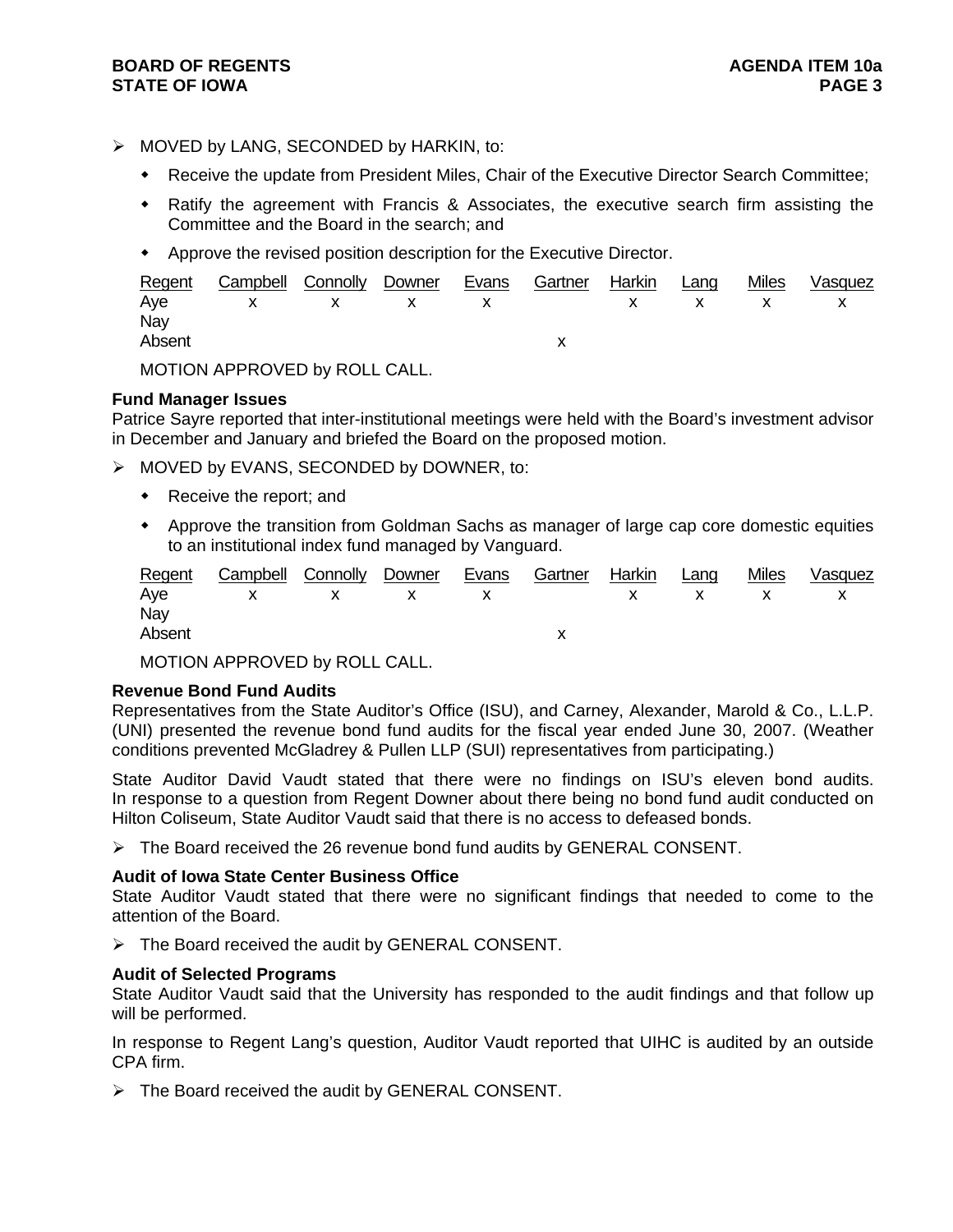- MOVED by LANG, SECONDED by HARKIN, to:
  - Receive the update from President Miles, Chair of the Executive Director Search Committee;
  - Ratify the agreement with Francis & Associates, the executive search firm assisting the Committee and the Board in the search; and
  - Approve the revised position description for the Executive Director.

| Regent | Campbell | Connolly | Downer | Evans | Gartner | Harkin | Lang | Miles | Vasquez |
|---|---|---|---|---|---|---|---|---|---|
| Aye | x | x | x | x | | x | x | x | x |
| Nay | | | | | | | | | |
| Absent | | | | | x | | | | |

MOTION APPROVED by ROLL CALL.

**Fund Manager Issues**

Patrice Sayre reported that inter-institutional meetings were held with the Board's investment advisor in December and January and briefed the Board on the proposed motion.

- MOVED by EVANS, SECONDED by DOWNER, to:
  - Receive the report; and
  - Approve the transition from Goldman Sachs as manager of large cap core domestic equities to an institutional index fund managed by Vanguard.

| Regent | Campbell | Connolly | Downer | Evans | Gartner | Harkin | Lang | Miles | Vasquez |
|---|---|---|---|---|---|---|---|---|---|
| Aye | x | x | x | x | | x | x | x | x |
| Nay | | | | | | | | | |
| Absent | | | | | x | | | | |

MOTION APPROVED by ROLL CALL.

**Revenue Bond Fund Audits**

Representatives from the State Auditor's Office (ISU), and Carney, Alexander, Marold & Co., L.L.P. (UNI) presented the revenue bond fund audits for the fiscal year ended June 30, 2007. (Weather conditions prevented McGladrey & Pullen LLP (SUI) representatives from participating.)

State Auditor David Vaudt stated that there were no findings on ISU's eleven bond audits. In response to a question from Regent Downer about there being no bond fund audit conducted on Hilton Coliseum, State Auditor Vaudt said that there is no access to defeased bonds.

- The Board received the 26 revenue bond fund audits by GENERAL CONSENT.

**Audit of Iowa State Center Business Office**

State Auditor Vaudt stated that there were no significant findings that needed to come to the attention of the Board.

- The Board received the audit by GENERAL CONSENT.

**Audit of Selected Programs**

State Auditor Vaudt said that the University has responded to the audit findings and that follow up will be performed.

In response to Regent Lang's question, Auditor Vaudt reported that UIHC is audited by an outside CPA firm.

- The Board received the audit by GENERAL CONSENT.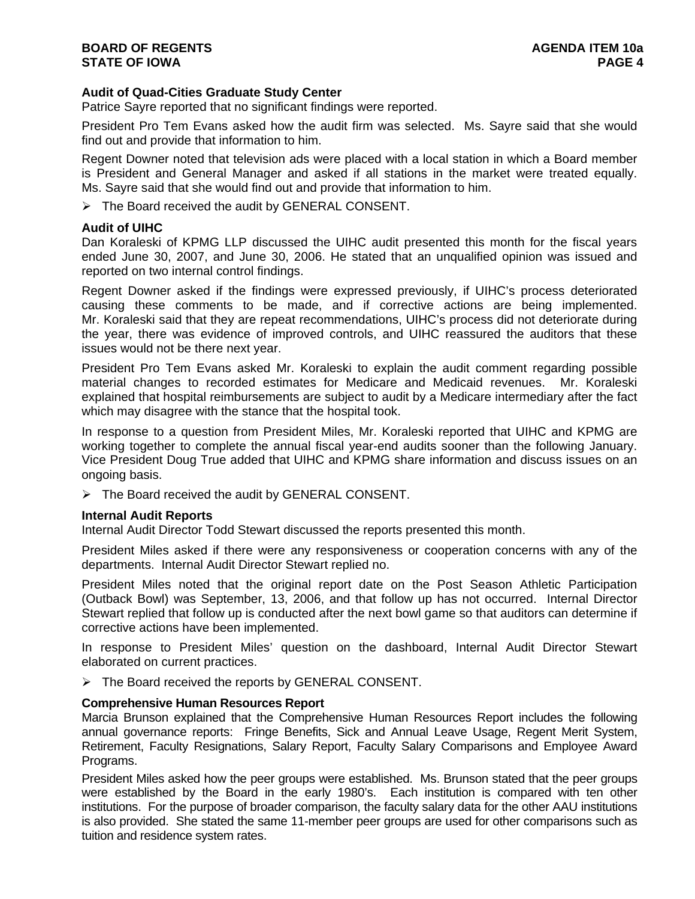### Audit of Quad-Cities Graduate Study Center

Patrice Sayre reported that no significant findings were reported.

President Pro Tem Evans asked how the audit firm was selected. Ms. Sayre said that she would find out and provide that information to him.

Regent Downer noted that television ads were placed with a local station in which a Board member is President and General Manager and asked if all stations in the market were treated equally. Ms. Sayre said that she would find out and provide that information to him.

- The Board received the audit by GENERAL CONSENT.

### Audit of UIHC

Dan Koraleski of KPMG LLP discussed the UIHC audit presented this month for the fiscal years ended June 30, 2007, and June 30, 2006. He stated that an unqualified opinion was issued and reported on two internal control findings.

Regent Downer asked if the findings were expressed previously, if UIHC's process deteriorated causing these comments to be made, and if corrective actions are being implemented. Mr. Koraleski said that they are repeat recommendations, UIHC's process did not deteriorate during the year, there was evidence of improved controls, and UIHC reassured the auditors that these issues would not be there next year.

President Pro Tem Evans asked Mr. Koraleski to explain the audit comment regarding possible material changes to recorded estimates for Medicare and Medicaid revenues. Mr. Koraleski explained that hospital reimbursements are subject to audit by a Medicare intermediary after the fact which may disagree with the stance that the hospital took.

In response to a question from President Miles, Mr. Koraleski reported that UIHC and KPMG are working together to complete the annual fiscal year-end audits sooner than the following January. Vice President Doug True added that UIHC and KPMG share information and discuss issues on an ongoing basis.

- The Board received the audit by GENERAL CONSENT.

### Internal Audit Reports

Internal Audit Director Todd Stewart discussed the reports presented this month.

President Miles asked if there were any responsiveness or cooperation concerns with any of the departments. Internal Audit Director Stewart replied no.

President Miles noted that the original report date on the Post Season Athletic Participation (Outback Bowl) was September, 13, 2006, and that follow up has not occurred. Internal Director Stewart replied that follow up is conducted after the next bowl game so that auditors can determine if corrective actions have been implemented.

In response to President Miles' question on the dashboard, Internal Audit Director Stewart elaborated on current practices.

- The Board received the reports by GENERAL CONSENT.

### Comprehensive Human Resources Report

Marcia Brunson explained that the Comprehensive Human Resources Report includes the following annual governance reports: Fringe Benefits, Sick and Annual Leave Usage, Regent Merit System, Retirement, Faculty Resignations, Salary Report, Faculty Salary Comparisons and Employee Award Programs.

President Miles asked how the peer groups were established. Ms. Brunson stated that the peer groups were established by the Board in the early 1980's. Each institution is compared with ten other institutions. For the purpose of broader comparison, the faculty salary data for the other AAU institutions is also provided. She stated the same 11-member peer groups are used for other comparisons such as tuition and residence system rates.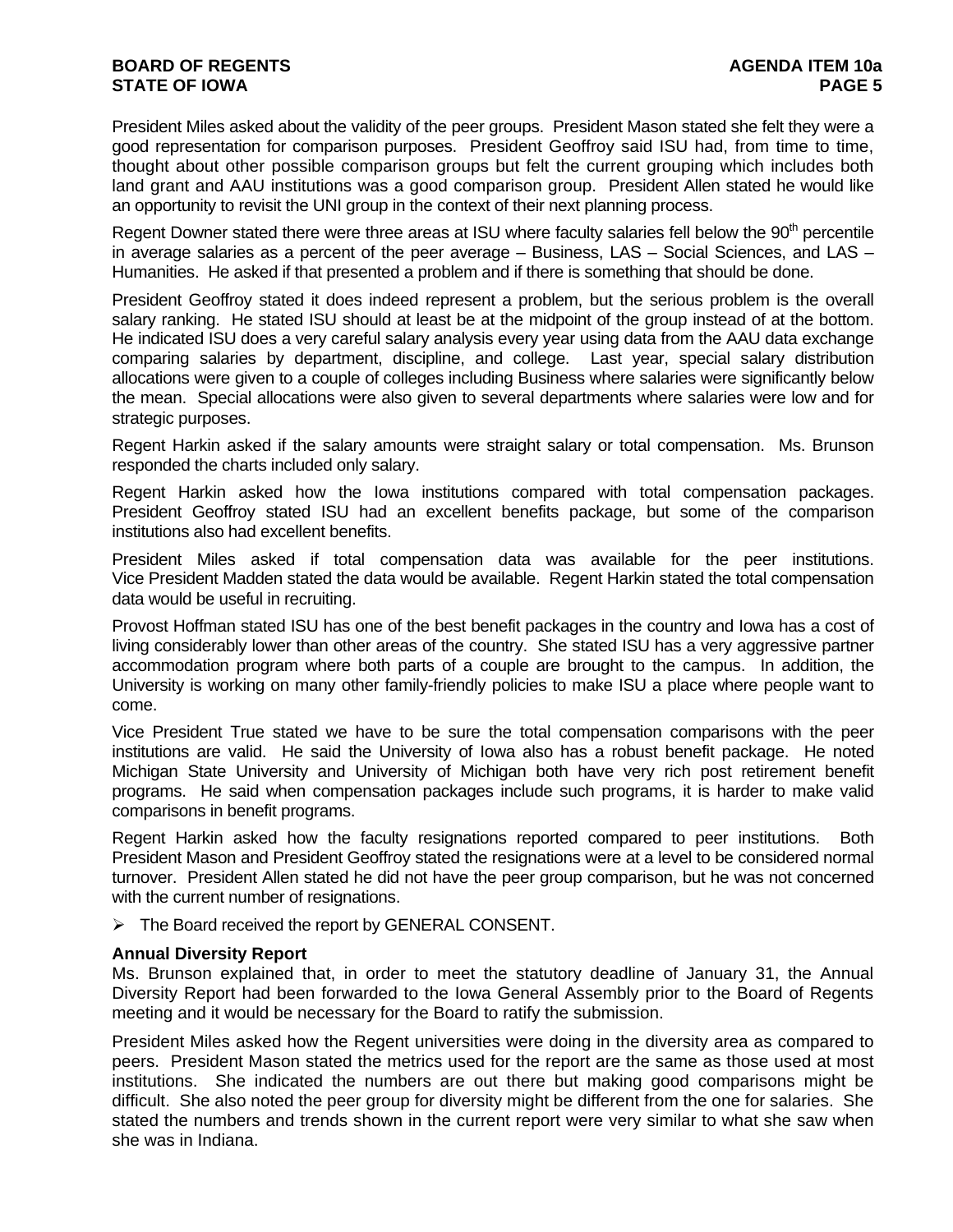President Miles asked about the validity of the peer groups. President Mason stated she felt they were a good representation for comparison purposes. President Geoffroy said ISU had, from time to time, thought about other possible comparison groups but felt the current grouping which includes both land grant and AAU institutions was a good comparison group. President Allen stated he would like an opportunity to revisit the UNI group in the context of their next planning process.

Regent Downer stated there were three areas at ISU where faculty salaries fell below the 90th percentile in average salaries as a percent of the peer average – Business, LAS – Social Sciences, and LAS – Humanities. He asked if that presented a problem and if there is something that should be done.

President Geoffroy stated it does indeed represent a problem, but the serious problem is the overall salary ranking. He stated ISU should at least be at the midpoint of the group instead of at the bottom. He indicated ISU does a very careful salary analysis every year using data from the AAU data exchange comparing salaries by department, discipline, and college. Last year, special salary distribution allocations were given to a couple of colleges including Business where salaries were significantly below the mean. Special allocations were also given to several departments where salaries were low and for strategic purposes.

Regent Harkin asked if the salary amounts were straight salary or total compensation. Ms. Brunson responded the charts included only salary.

Regent Harkin asked how the Iowa institutions compared with total compensation packages. President Geoffroy stated ISU had an excellent benefits package, but some of the comparison institutions also had excellent benefits.

President Miles asked if total compensation data was available for the peer institutions. Vice President Madden stated the data would be available. Regent Harkin stated the total compensation data would be useful in recruiting.

Provost Hoffman stated ISU has one of the best benefit packages in the country and Iowa has a cost of living considerably lower than other areas of the country. She stated ISU has a very aggressive partner accommodation program where both parts of a couple are brought to the campus. In addition, the University is working on many other family-friendly policies to make ISU a place where people want to come.

Vice President True stated we have to be sure the total compensation comparisons with the peer institutions are valid. He said the University of Iowa also has a robust benefit package. He noted Michigan State University and University of Michigan both have very rich post retirement benefit programs. He said when compensation packages include such programs, it is harder to make valid comparisons in benefit programs.

Regent Harkin asked how the faculty resignations reported compared to peer institutions. Both President Mason and President Geoffroy stated the resignations were at a level to be considered normal turnover. President Allen stated he did not have the peer group comparison, but he was not concerned with the current number of resignations.

- The Board received the report by GENERAL CONSENT.

**Annual Diversity Report**

Ms. Brunson explained that, in order to meet the statutory deadline of January 31, the Annual Diversity Report had been forwarded to the Iowa General Assembly prior to the Board of Regents meeting and it would be necessary for the Board to ratify the submission.

President Miles asked how the Regent universities were doing in the diversity area as compared to peers. President Mason stated the metrics used for the report are the same as those used at most institutions. She indicated the numbers are out there but making good comparisons might be difficult. She also noted the peer group for diversity might be different from the one for salaries. She stated the numbers and trends shown in the current report were very similar to what she saw when she was in Indiana.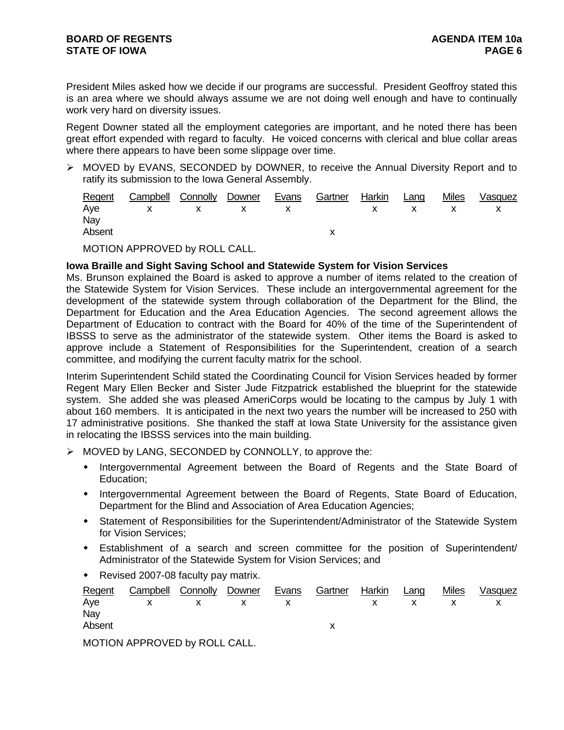President Miles asked how we decide if our programs are successful. President Geoffroy stated this is an area where we should always assume we are not doing well enough and have to continually work very hard on diversity issues.

Regent Downer stated all the employment categories are important, and he noted there has been great effort expended with regard to faculty. He voiced concerns with clerical and blue collar areas where there appears to have been some slippage over time.

➢ MOVED by EVANS, SECONDED by DOWNER, to receive the Annual Diversity Report and to ratify its submission to the Iowa General Assembly.

| Regent | Campbell | Connolly | Downer | Evans | Gartner | Harkin | Lang | Miles | Vasquez |
|---|---|---|---|---|---|---|---|---|---|
| Aye | x | x | x | x | | x | x | x | x |
| Nay | | | | | | | | | |
| Absent | | | | | x | | | | |

MOTION APPROVED by ROLL CALL.

**Iowa Braille and Sight Saving School and Statewide System for Vision Services**
Ms. Brunson explained the Board is asked to approve a number of items related to the creation of the Statewide System for Vision Services. These include an intergovernmental agreement for the development of the statewide system through collaboration of the Department for the Blind, the Department for Education and the Area Education Agencies. The second agreement allows the Department of Education to contract with the Board for 40% of the time of the Superintendent of IBSSS to serve as the administrator of the statewide system. Other items the Board is asked to approve include a Statement of Responsibilities for the Superintendent, creation of a search committee, and modifying the current faculty matrix for the school.

Interim Superintendent Schild stated the Coordinating Council for Vision Services headed by former Regent Mary Ellen Becker and Sister Jude Fitzpatrick established the blueprint for the statewide system. She added she was pleased AmeriCorps would be locating to the campus by July 1 with about 160 members. It is anticipated in the next two years the number will be increased to 250 with 17 administrative positions. She thanked the staff at Iowa State University for the assistance given in relocating the IBSSS services into the main building.

➢ MOVED by LANG, SECONDED by CONNOLLY, to approve the:
   - Intergovernmental Agreement between the Board of Regents and the State Board of Education;
   - Intergovernmental Agreement between the Board of Regents, State Board of Education, Department for the Blind and Association of Area Education Agencies;
   - Statement of Responsibilities for the Superintendent/Administrator of the Statewide System for Vision Services;
   - Establishment of a search and screen committee for the position of Superintendent/ Administrator of the Statewide System for Vision Services; and
   - Revised 2007-08 faculty pay matrix.

| Regent | Campbell | Connolly | Downer | Evans | Gartner | Harkin | Lang | Miles | Vasquez |
|---|---|---|---|---|---|---|---|---|---|
| Aye | x | x | x | x | | x | x | x | x |
| Nay | | | | | | | | | |
| Absent | | | | | x | | | | |

MOTION APPROVED by ROLL CALL.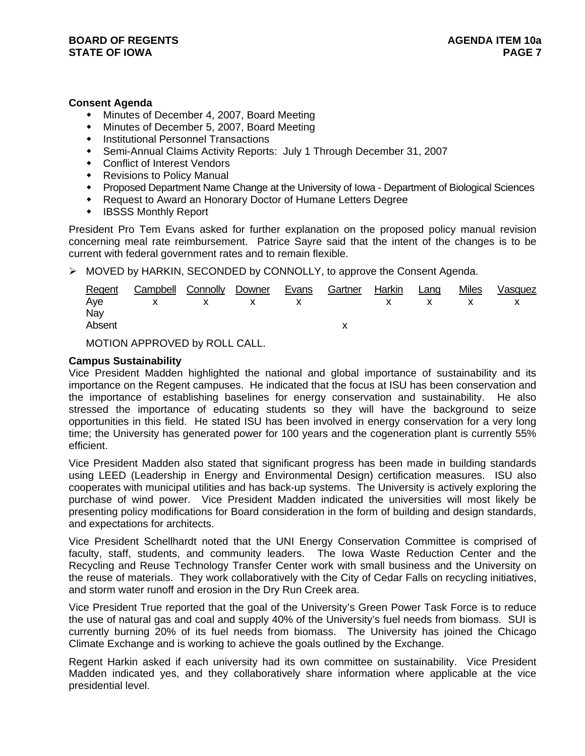**Consent Agenda**

- Minutes of December 4, 2007, Board Meeting
- Minutes of December 5, 2007, Board Meeting
- Institutional Personnel Transactions
- Semi-Annual Claims Activity Reports: July 1 Through December 31, 2007
- Conflict of Interest Vendors
- Revisions to Policy Manual
- Proposed Department Name Change at the University of Iowa - Department of Biological Sciences
- Request to Award an Honorary Doctor of Humane Letters Degree
- IBSSS Monthly Report

President Pro Tem Evans asked for further explanation on the proposed policy manual revision concerning meal rate reimbursement. Patrice Sayre said that the intent of the changes is to be current with federal government rates and to remain flexible.

➢ MOVED by HARKIN, SECONDED by CONNOLLY, to approve the Consent Agenda.

| Regent | Campbell | Connolly | Downer | Evans | Gartner | Harkin | Lang | Miles | Vasquez |
|---|---|---|---|---|---|---|---|---|---|
| Aye | x | x | x | x | | x | x | x | x |
| Nay | | | | | | | | | |
| Absent | | | | | x | | | | |

MOTION APPROVED by ROLL CALL.

**Campus Sustainability**

Vice President Madden highlighted the national and global importance of sustainability and its importance on the Regent campuses. He indicated that the focus at ISU has been conservation and the importance of establishing baselines for energy conservation and sustainability. He also stressed the importance of educating students so they will have the background to seize opportunities in this field. He stated ISU has been involved in energy conservation for a very long time; the University has generated power for 100 years and the cogeneration plant is currently 55% efficient.

Vice President Madden also stated that significant progress has been made in building standards using LEED (Leadership in Energy and Environmental Design) certification measures. ISU also cooperates with municipal utilities and has back-up systems. The University is actively exploring the purchase of wind power. Vice President Madden indicated the universities will most likely be presenting policy modifications for Board consideration in the form of building and design standards, and expectations for architects.

Vice President Schellhardt noted that the UNI Energy Conservation Committee is comprised of faculty, staff, students, and community leaders. The Iowa Waste Reduction Center and the Recycling and Reuse Technology Transfer Center work with small business and the University on the reuse of materials. They work collaboratively with the City of Cedar Falls on recycling initiatives, and storm water runoff and erosion in the Dry Run Creek area.

Vice President True reported that the goal of the University's Green Power Task Force is to reduce the use of natural gas and coal and supply 40% of the University's fuel needs from biomass. SUI is currently burning 20% of its fuel needs from biomass. The University has joined the Chicago Climate Exchange and is working to achieve the goals outlined by the Exchange.

Regent Harkin asked if each university had its own committee on sustainability. Vice President Madden indicated yes, and they collaboratively share information where applicable at the vice presidential level.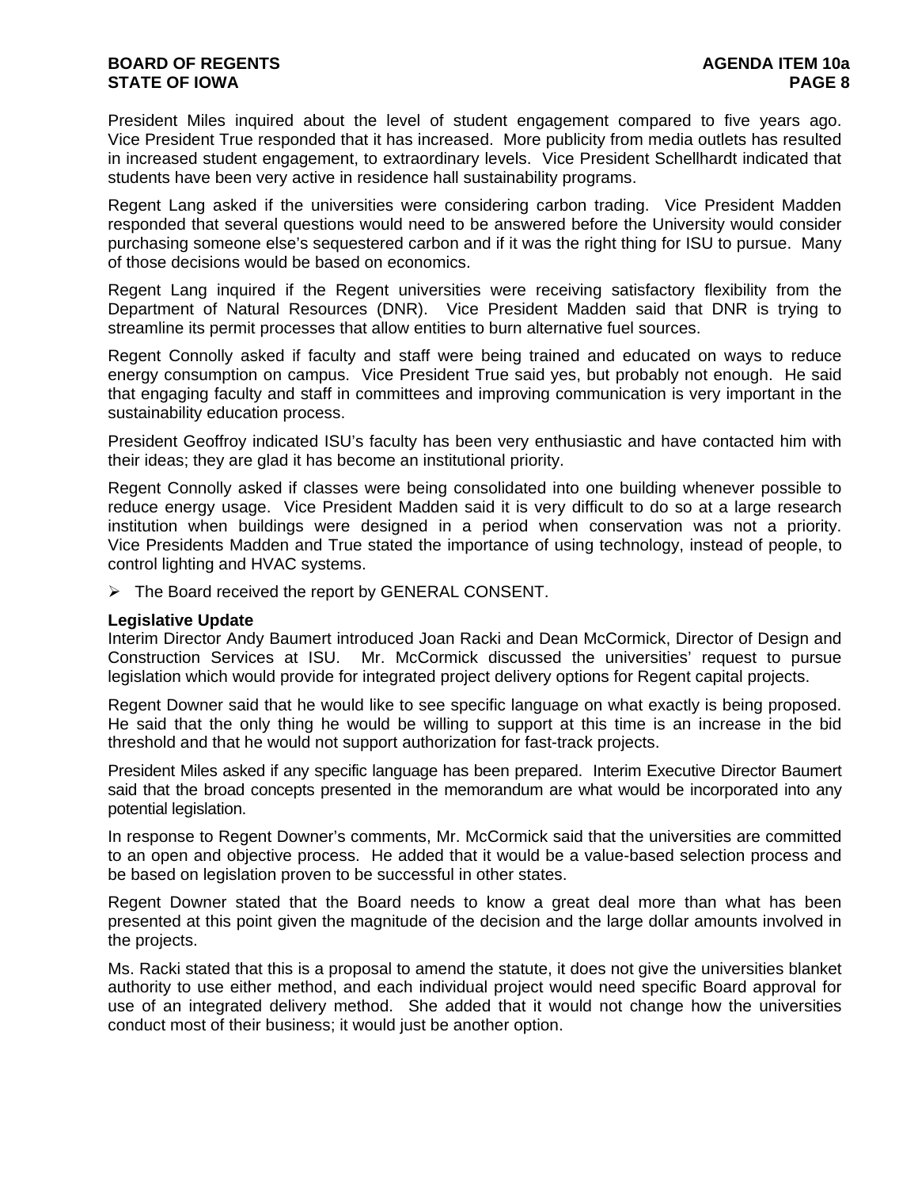President Miles inquired about the level of student engagement compared to five years ago. Vice President True responded that it has increased. More publicity from media outlets has resulted in increased student engagement, to extraordinary levels. Vice President Schellhardt indicated that students have been very active in residence hall sustainability programs.

Regent Lang asked if the universities were considering carbon trading. Vice President Madden responded that several questions would need to be answered before the University would consider purchasing someone else's sequestered carbon and if it was the right thing for ISU to pursue. Many of those decisions would be based on economics.

Regent Lang inquired if the Regent universities were receiving satisfactory flexibility from the Department of Natural Resources (DNR). Vice President Madden said that DNR is trying to streamline its permit processes that allow entities to burn alternative fuel sources.

Regent Connolly asked if faculty and staff were being trained and educated on ways to reduce energy consumption on campus. Vice President True said yes, but probably not enough. He said that engaging faculty and staff in committees and improving communication is very important in the sustainability education process.

President Geoffroy indicated ISU's faculty has been very enthusiastic and have contacted him with their ideas; they are glad it has become an institutional priority.

Regent Connolly asked if classes were being consolidated into one building whenever possible to reduce energy usage. Vice President Madden said it is very difficult to do so at a large research institution when buildings were designed in a period when conservation was not a priority. Vice Presidents Madden and True stated the importance of using technology, instead of people, to control lighting and HVAC systems.

- The Board received the report by GENERAL CONSENT.

**Legislative Update**
Interim Director Andy Baumert introduced Joan Racki and Dean McCormick, Director of Design and Construction Services at ISU. Mr. McCormick discussed the universities' request to pursue legislation which would provide for integrated project delivery options for Regent capital projects.

Regent Downer said that he would like to see specific language on what exactly is being proposed. He said that the only thing he would be willing to support at this time is an increase in the bid threshold and that he would not support authorization for fast-track projects.

President Miles asked if any specific language has been prepared. Interim Executive Director Baumert said that the broad concepts presented in the memorandum are what would be incorporated into any potential legislation.

In response to Regent Downer's comments, Mr. McCormick said that the universities are committed to an open and objective process. He added that it would be a value-based selection process and be based on legislation proven to be successful in other states.

Regent Downer stated that the Board needs to know a great deal more than what has been presented at this point given the magnitude of the decision and the large dollar amounts involved in the projects.

Ms. Racki stated that this is a proposal to amend the statute, it does not give the universities blanket authority to use either method, and each individual project would need specific Board approval for use of an integrated delivery method. She added that it would not change how the universities conduct most of their business; it would just be another option.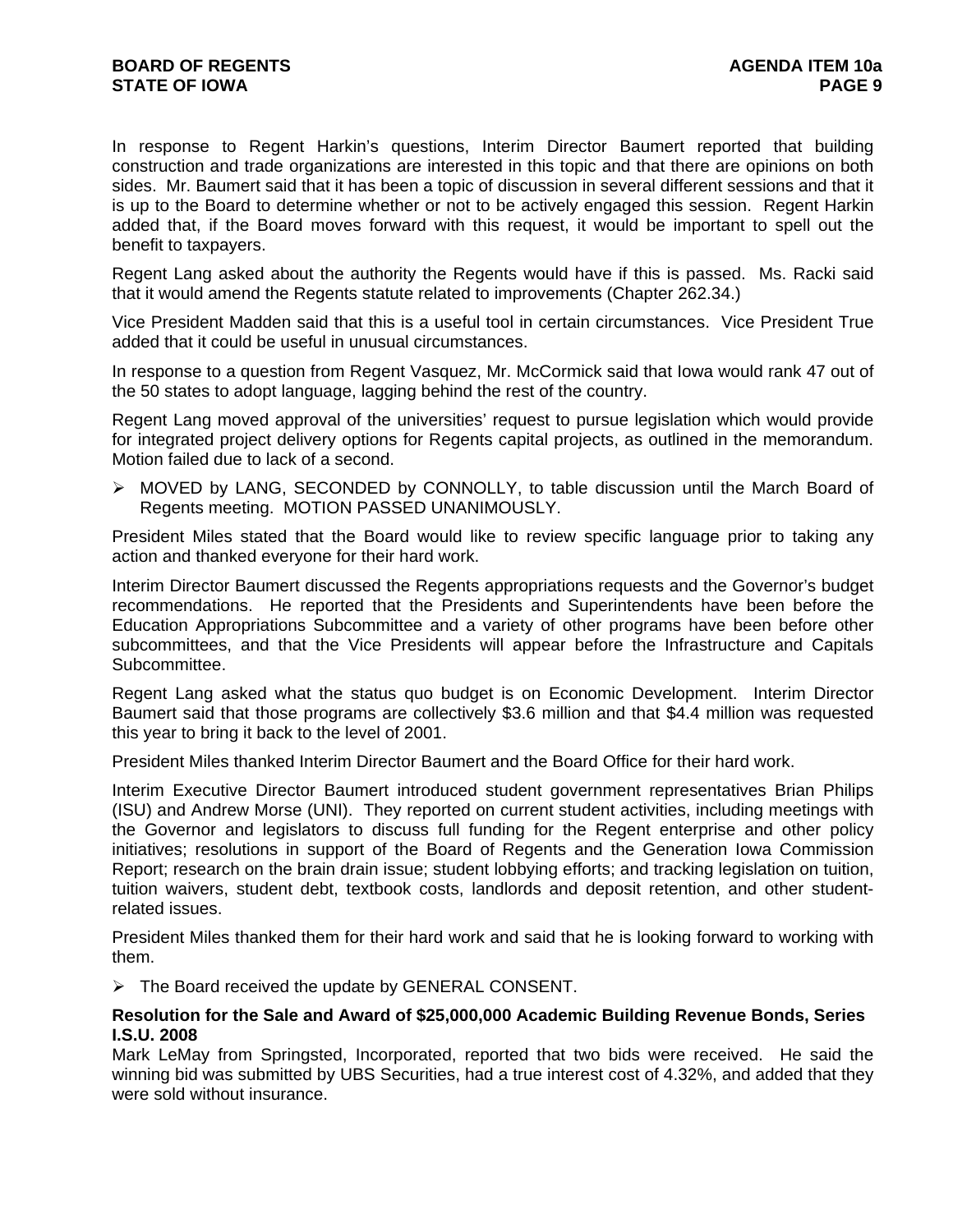In response to Regent Harkin's questions, Interim Director Baumert reported that building construction and trade organizations are interested in this topic and that there are opinions on both sides. Mr. Baumert said that it has been a topic of discussion in several different sessions and that it is up to the Board to determine whether or not to be actively engaged this session. Regent Harkin added that, if the Board moves forward with this request, it would be important to spell out the benefit to taxpayers.

Regent Lang asked about the authority the Regents would have if this is passed. Ms. Racki said that it would amend the Regents statute related to improvements (Chapter 262.34.)

Vice President Madden said that this is a useful tool in certain circumstances. Vice President True added that it could be useful in unusual circumstances.

In response to a question from Regent Vasquez, Mr. McCormick said that Iowa would rank 47 out of the 50 states to adopt language, lagging behind the rest of the country.

Regent Lang moved approval of the universities' request to pursue legislation which would provide for integrated project delivery options for Regents capital projects, as outlined in the memorandum. Motion failed due to lack of a second.

- MOVED by LANG, SECONDED by CONNOLLY, to table discussion until the March Board of Regents meeting. MOTION PASSED UNANIMOUSLY.

President Miles stated that the Board would like to review specific language prior to taking any action and thanked everyone for their hard work.

Interim Director Baumert discussed the Regents appropriations requests and the Governor's budget recommendations. He reported that the Presidents and Superintendents have been before the Education Appropriations Subcommittee and a variety of other programs have been before other subcommittees, and that the Vice Presidents will appear before the Infrastructure and Capitals Subcommittee.

Regent Lang asked what the status quo budget is on Economic Development. Interim Director Baumert said that those programs are collectively $3.6 million and that $4.4 million was requested this year to bring it back to the level of 2001.

President Miles thanked Interim Director Baumert and the Board Office for their hard work.

Interim Executive Director Baumert introduced student government representatives Brian Philips (ISU) and Andrew Morse (UNI). They reported on current student activities, including meetings with the Governor and legislators to discuss full funding for the Regent enterprise and other policy initiatives; resolutions in support of the Board of Regents and the Generation Iowa Commission Report; research on the brain drain issue; student lobbying efforts; and tracking legislation on tuition, tuition waivers, student debt, textbook costs, landlords and deposit retention, and other student-related issues.

President Miles thanked them for their hard work and said that he is looking forward to working with them.

- The Board received the update by GENERAL CONSENT.

**Resolution for the Sale and Award of $25,000,000 Academic Building Revenue Bonds, Series I.S.U. 2008**

Mark LeMay from Springsted, Incorporated, reported that two bids were received. He said the winning bid was submitted by UBS Securities, had a true interest cost of 4.32%, and added that they were sold without insurance.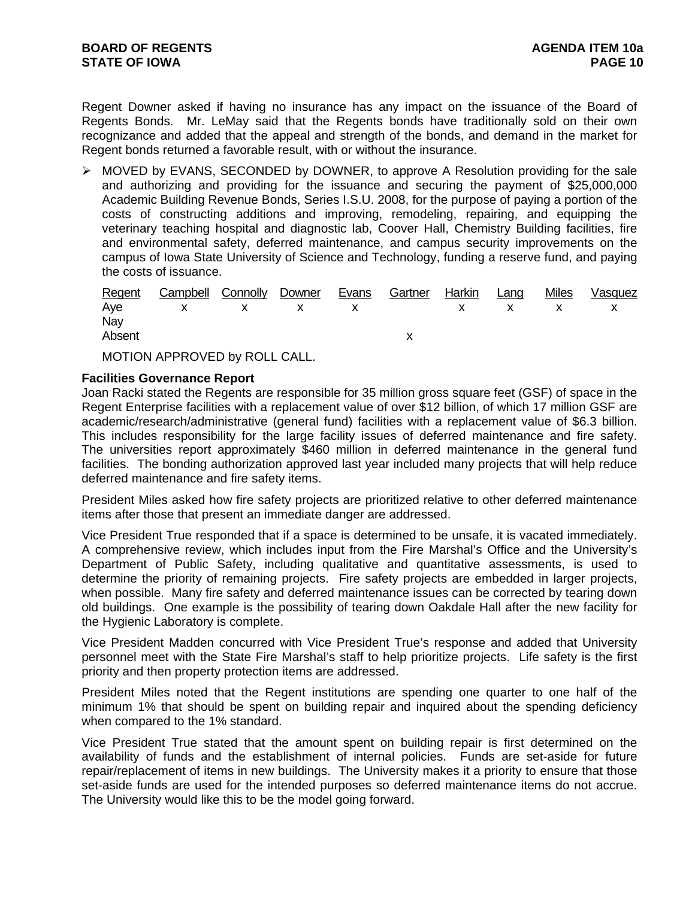Regent Downer asked if having no insurance has any impact on the issuance of the Board of Regents Bonds. Mr. LeMay said that the Regents bonds have traditionally sold on their own recognizance and added that the appeal and strength of the bonds, and demand in the market for Regent bonds returned a favorable result, with or without the insurance.

- MOVED by EVANS, SECONDED by DOWNER, to approve A Resolution providing for the sale and authorizing and providing for the issuance and securing the payment of $25,000,000 Academic Building Revenue Bonds, Series I.S.U. 2008, for the purpose of paying a portion of the costs of constructing additions and improving, remodeling, repairing, and equipping the veterinary teaching hospital and diagnostic lab, Coover Hall, Chemistry Building facilities, fire and environmental safety, deferred maintenance, and campus security improvements on the campus of Iowa State University of Science and Technology, funding a reserve fund, and paying the costs of issuance.

| Regent | Campbell | Connolly | Downer | Evans | Gartner | Harkin | Lang | Miles | Vasquez |
|---|---|---|---|---|---|---|---|---|---|
| Aye | x | x | x | x | | x | x | x | x |
| Nay | | | | | | | | | |
| Absent | | | | | x | | | | |

MOTION APPROVED by ROLL CALL.

**Facilities Governance Report**

Joan Racki stated the Regents are responsible for 35 million gross square feet (GSF) of space in the Regent Enterprise facilities with a replacement value of over $12 billion, of which 17 million GSF are academic/research/administrative (general fund) facilities with a replacement value of $6.3 billion. This includes responsibility for the large facility issues of deferred maintenance and fire safety. The universities report approximately $460 million in deferred maintenance in the general fund facilities. The bonding authorization approved last year included many projects that will help reduce deferred maintenance and fire safety items.

President Miles asked how fire safety projects are prioritized relative to other deferred maintenance items after those that present an immediate danger are addressed.

Vice President True responded that if a space is determined to be unsafe, it is vacated immediately. A comprehensive review, which includes input from the Fire Marshal's Office and the University's Department of Public Safety, including qualitative and quantitative assessments, is used to determine the priority of remaining projects. Fire safety projects are embedded in larger projects, when possible. Many fire safety and deferred maintenance issues can be corrected by tearing down old buildings. One example is the possibility of tearing down Oakdale Hall after the new facility for the Hygienic Laboratory is complete.

Vice President Madden concurred with Vice President True's response and added that University personnel meet with the State Fire Marshal's staff to help prioritize projects. Life safety is the first priority and then property protection items are addressed.

President Miles noted that the Regent institutions are spending one quarter to one half of the minimum 1% that should be spent on building repair and inquired about the spending deficiency when compared to the 1% standard.

Vice President True stated that the amount spent on building repair is first determined on the availability of funds and the establishment of internal policies. Funds are set-aside for future repair/replacement of items in new buildings. The University makes it a priority to ensure that those set-aside funds are used for the intended purposes so deferred maintenance items do not accrue. The University would like this to be the model going forward.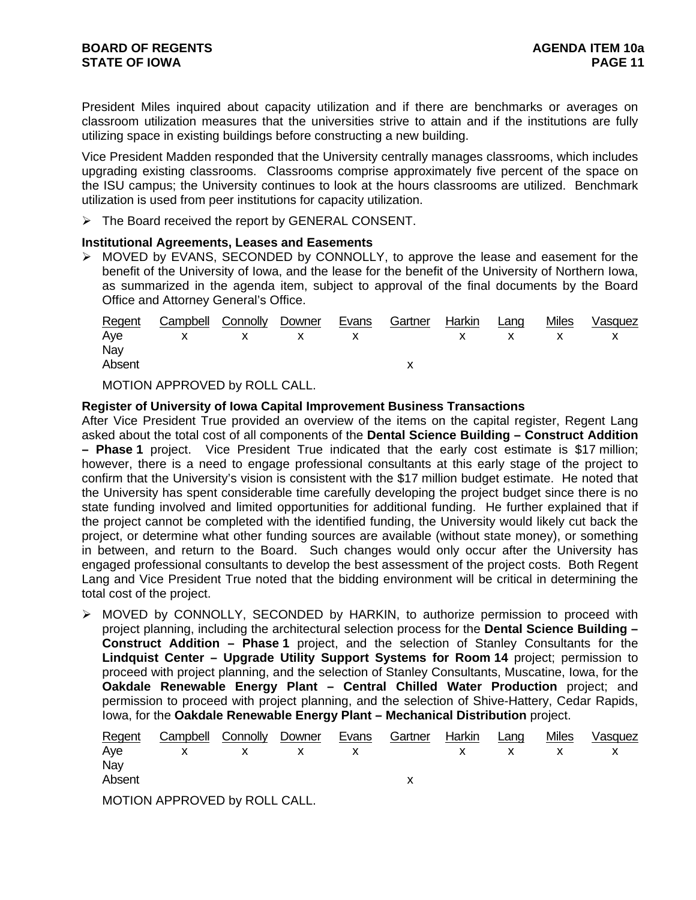President Miles inquired about capacity utilization and if there are benchmarks or averages on classroom utilization measures that the universities strive to attain and if the institutions are fully utilizing space in existing buildings before constructing a new building.

Vice President Madden responded that the University centrally manages classrooms, which includes upgrading existing classrooms. Classrooms comprise approximately five percent of the space on the ISU campus; the University continues to look at the hours classrooms are utilized. Benchmark utilization is used from peer institutions for capacity utilization.

- The Board received the report by GENERAL CONSENT.

**Institutional Agreements, Leases and Easements**

- MOVED by EVANS, SECONDED by CONNOLLY, to approve the lease and easement for the benefit of the University of Iowa, and the lease for the benefit of the University of Northern Iowa, as summarized in the agenda item, subject to approval of the final documents by the Board Office and Attorney General's Office.

| Regent | Campbell | Connolly | Downer | Evans | Gartner | Harkin | Lang | Miles | Vasquez |
|---|---|---|---|---|---|---|---|---|---|
| Aye | x | x | x | x | | x | x | x | x |
| Nay | | | | | | | | | |
| Absent | | | | | x | | | | |

MOTION APPROVED by ROLL CALL.

**Register of University of Iowa Capital Improvement Business Transactions**

After Vice President True provided an overview of the items on the capital register, Regent Lang asked about the total cost of all components of the **Dental Science Building – Construct Addition – Phase 1** project. Vice President True indicated that the early cost estimate is $17 million; however, there is a need to engage professional consultants at this early stage of the project to confirm that the University's vision is consistent with the $17 million budget estimate. He noted that the University has spent considerable time carefully developing the project budget since there is no state funding involved and limited opportunities for additional funding. He further explained that if the project cannot be completed with the identified funding, the University would likely cut back the project, or determine what other funding sources are available (without state money), or something in between, and return to the Board. Such changes would only occur after the University has engaged professional consultants to develop the best assessment of the project costs. Both Regent Lang and Vice President True noted that the bidding environment will be critical in determining the total cost of the project.

- MOVED by CONNOLLY, SECONDED by HARKIN, to authorize permission to proceed with project planning, including the architectural selection process for the **Dental Science Building – Construct Addition – Phase 1** project, and the selection of Stanley Consultants for the **Lindquist Center – Upgrade Utility Support Systems for Room 14** project; permission to proceed with project planning, and the selection of Stanley Consultants, Muscatine, Iowa, for the **Oakdale Renewable Energy Plant – Central Chilled Water Production** project; and permission to proceed with project planning, and the selection of Shive-Hattery, Cedar Rapids, Iowa, for the **Oakdale Renewable Energy Plant – Mechanical Distribution** project.

| Regent | Campbell | Connolly | Downer | Evans | Gartner | Harkin | Lang | Miles | Vasquez |
|---|---|---|---|---|---|---|---|---|---|
| Aye | x | x | x | x | | x | x | x | x |
| Nay | | | | | | | | | |
| Absent | | | | | x | | | | |

MOTION APPROVED by ROLL CALL.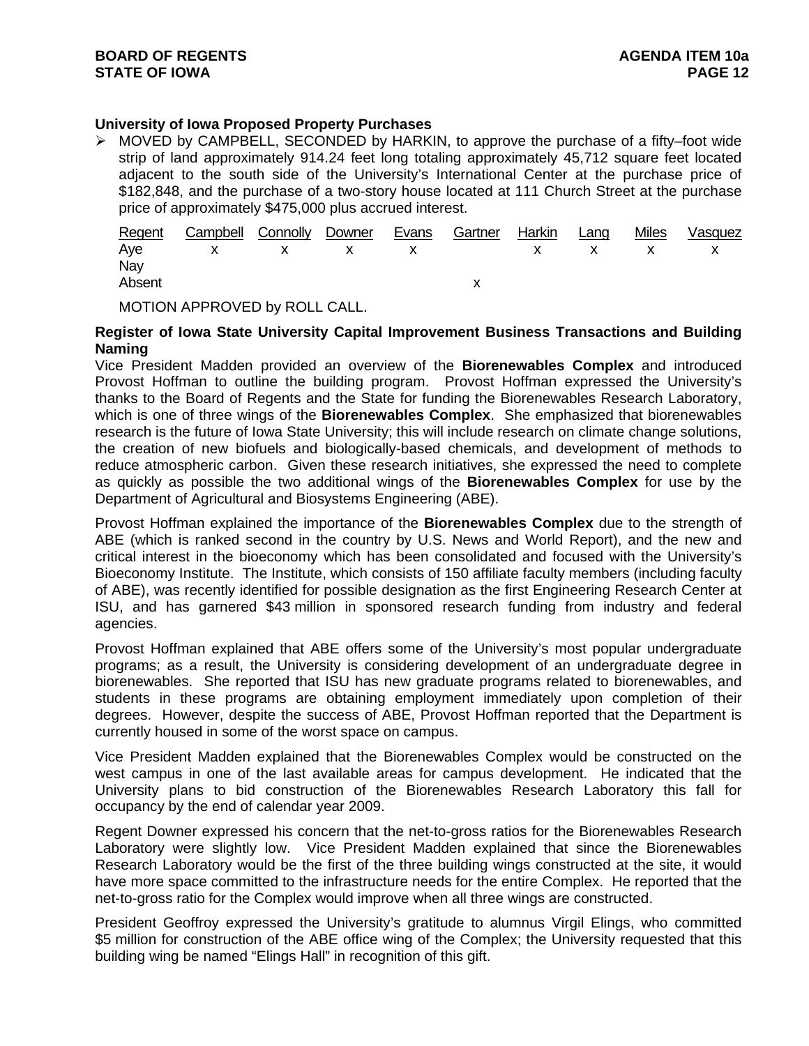**University of Iowa Proposed Property Purchases**

- MOVED by CAMPBELL, SECONDED by HARKIN, to approve the purchase of a fifty–foot wide strip of land approximately 914.24 feet long totaling approximately 45,712 square feet located adjacent to the south side of the University's International Center at the purchase price of $182,848, and the purchase of a two-story house located at 111 Church Street at the purchase price of approximately $475,000 plus accrued interest.

| Regent | Campbell | Connolly | Downer | Evans | Gartner | Harkin | Lang | Miles | Vasquez |
|---|---|---|---|---|---|---|---|---|---|
| Aye | x | x | x | x | | x | x | x | x |
| Nay | | | | | | | | | |
| Absent | | | | | x | | | | |

MOTION APPROVED by ROLL CALL.

**Register of Iowa State University Capital Improvement Business Transactions and Building Naming**

Vice President Madden provided an overview of the **Biorenewables Complex** and introduced Provost Hoffman to outline the building program. Provost Hoffman expressed the University's thanks to the Board of Regents and the State for funding the Biorenewables Research Laboratory, which is one of three wings of the **Biorenewables Complex**. She emphasized that biorenewables research is the future of Iowa State University; this will include research on climate change solutions, the creation of new biofuels and biologically-based chemicals, and development of methods to reduce atmospheric carbon. Given these research initiatives, she expressed the need to complete as quickly as possible the two additional wings of the **Biorenewables Complex** for use by the Department of Agricultural and Biosystems Engineering (ABE).

Provost Hoffman explained the importance of the **Biorenewables Complex** due to the strength of ABE (which is ranked second in the country by U.S. News and World Report), and the new and critical interest in the bioeconomy which has been consolidated and focused with the University's Bioeconomy Institute. The Institute, which consists of 150 affiliate faculty members (including faculty of ABE), was recently identified for possible designation as the first Engineering Research Center at ISU, and has garnered $43 million in sponsored research funding from industry and federal agencies.

Provost Hoffman explained that ABE offers some of the University's most popular undergraduate programs; as a result, the University is considering development of an undergraduate degree in biorenewables. She reported that ISU has new graduate programs related to biorenewables, and students in these programs are obtaining employment immediately upon completion of their degrees. However, despite the success of ABE, Provost Hoffman reported that the Department is currently housed in some of the worst space on campus.

Vice President Madden explained that the Biorenewables Complex would be constructed on the west campus in one of the last available areas for campus development. He indicated that the University plans to bid construction of the Biorenewables Research Laboratory this fall for occupancy by the end of calendar year 2009.

Regent Downer expressed his concern that the net-to-gross ratios for the Biorenewables Research Laboratory were slightly low. Vice President Madden explained that since the Biorenewables Research Laboratory would be the first of the three building wings constructed at the site, it would have more space committed to the infrastructure needs for the entire Complex. He reported that the net-to-gross ratio for the Complex would improve when all three wings are constructed.

President Geoffroy expressed the University's gratitude to alumnus Virgil Elings, who committed $5 million for construction of the ABE office wing of the Complex; the University requested that this building wing be named "Elings Hall" in recognition of this gift.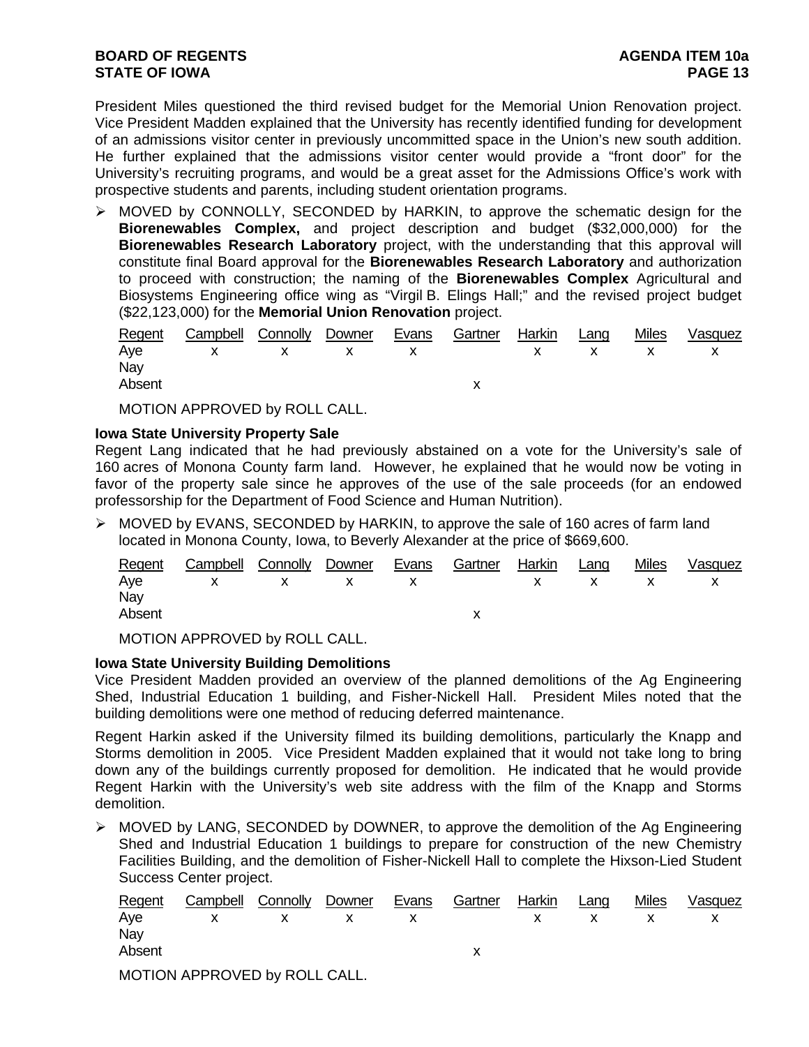President Miles questioned the third revised budget for the Memorial Union Renovation project. Vice President Madden explained that the University has recently identified funding for development of an admissions visitor center in previously uncommitted space in the Union's new south addition. He further explained that the admissions visitor center would provide a "front door" for the University's recruiting programs, and would be a great asset for the Admissions Office's work with prospective students and parents, including student orientation programs.

- MOVED by CONNOLLY, SECONDED by HARKIN, to approve the schematic design for the **Biorenewables Complex,** and project description and budget ($32,000,000) for the **Biorenewables Research Laboratory** project, with the understanding that this approval will constitute final Board approval for the **Biorenewables Research Laboratory** and authorization to proceed with construction; the naming of the **Biorenewables Complex** Agricultural and Biosystems Engineering office wing as "Virgil B. Elings Hall;" and the revised project budget ($22,123,000) for the **Memorial Union Renovation** project.

| Regent | Campbell | Connolly | Downer | Evans | Gartner | Harkin | Lang | Miles | Vasquez |
|---|---|---|---|---|---|---|---|---|---|
| Aye | x | x | x | x | | x | x | x | x |
| Nay | | | | | | | | | |
| Absent | | | | | x | | | | |

MOTION APPROVED by ROLL CALL.

**Iowa State University Property Sale**

Regent Lang indicated that he had previously abstained on a vote for the University's sale of 160 acres of Monona County farm land. However, he explained that he would now be voting in favor of the property sale since he approves of the use of the sale proceeds (for an endowed professorship for the Department of Food Science and Human Nutrition).

- MOVED by EVANS, SECONDED by HARKIN, to approve the sale of 160 acres of farm land located in Monona County, Iowa, to Beverly Alexander at the price of $669,600.

| Regent | Campbell | Connolly | Downer | Evans | Gartner | Harkin | Lang | Miles | Vasquez |
|---|---|---|---|---|---|---|---|---|---|
| Aye | x | x | x | x | | x | x | x | x |
| Nay | | | | | | | | | |
| Absent | | | | | x | | | | |

MOTION APPROVED by ROLL CALL.

**Iowa State University Building Demolitions**

Vice President Madden provided an overview of the planned demolitions of the Ag Engineering Shed, Industrial Education 1 building, and Fisher-Nickell Hall. President Miles noted that the building demolitions were one method of reducing deferred maintenance.

Regent Harkin asked if the University filmed its building demolitions, particularly the Knapp and Storms demolition in 2005. Vice President Madden explained that it would not take long to bring down any of the buildings currently proposed for demolition. He indicated that he would provide Regent Harkin with the University's web site address with the film of the Knapp and Storms demolition.

- MOVED by LANG, SECONDED by DOWNER, to approve the demolition of the Ag Engineering Shed and Industrial Education 1 buildings to prepare for construction of the new Chemistry Facilities Building, and the demolition of Fisher-Nickell Hall to complete the Hixson-Lied Student Success Center project.

| Regent | Campbell | Connolly | Downer | Evans | Gartner | Harkin | Lang | Miles | Vasquez |
|---|---|---|---|---|---|---|---|---|---|
| Aye | x | x | x | x | | x | x | x | x |
| Nay | | | | | | | | | |
| Absent | | | | | x | | | | |

MOTION APPROVED by ROLL CALL.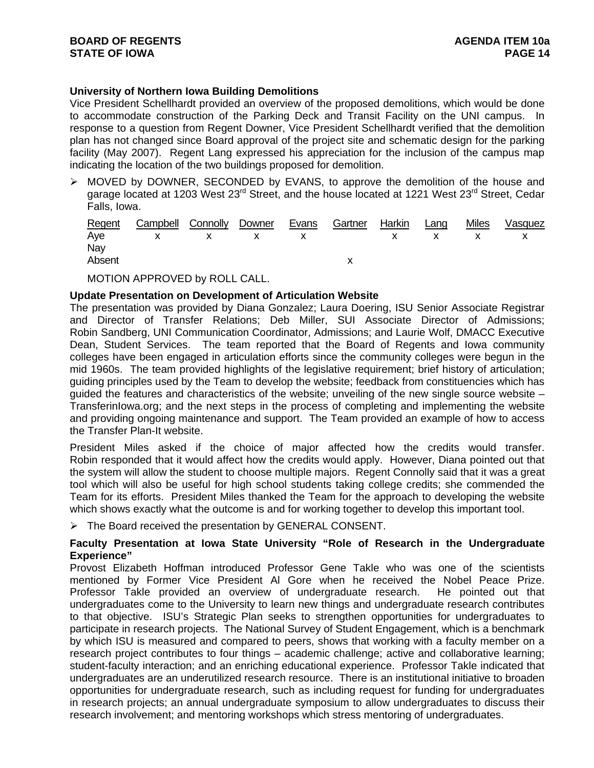**University of Northern Iowa Building Demolitions**

Vice President Schellhardt provided an overview of the proposed demolitions, which would be done to accommodate construction of the Parking Deck and Transit Facility on the UNI campus. In response to a question from Regent Downer, Vice President Schellhardt verified that the demolition plan has not changed since Board approval of the project site and schematic design for the parking facility (May 2007). Regent Lang expressed his appreciation for the inclusion of the campus map indicating the location of the two buildings proposed for demolition.

➢ MOVED by DOWNER, SECONDED by EVANS, to approve the demolition of the house and garage located at 1203 West 23rd Street, and the house located at 1221 West 23rd Street, Cedar Falls, Iowa.

| Regent | Campbell | Connolly | Downer | Evans | Gartner | Harkin | Lang | Miles | Vasquez |
|---|---|---|---|---|---|---|---|---|---|
| Aye | x | x | x | x | | x | x | x | x |
| Nay | | | | | | | | | |
| Absent | | | | | x | | | | |

MOTION APPROVED by ROLL CALL.

**Update Presentation on Development of Articulation Website**

The presentation was provided by Diana Gonzalez; Laura Doering, ISU Senior Associate Registrar and Director of Transfer Relations; Deb Miller, SUI Associate Director of Admissions; Robin Sandberg, UNI Communication Coordinator, Admissions; and Laurie Wolf, DMACC Executive Dean, Student Services. The team reported that the Board of Regents and Iowa community colleges have been engaged in articulation efforts since the community colleges were begun in the mid 1960s. The team provided highlights of the legislative requirement; brief history of articulation; guiding principles used by the Team to develop the website; feedback from constituencies which has guided the features and characteristics of the website; unveiling of the new single source website – TransferinIowa.org; and the next steps in the process of completing and implementing the website and providing ongoing maintenance and support. The Team provided an example of how to access the Transfer Plan-It website.

President Miles asked if the choice of major affected how the credits would transfer. Robin responded that it would affect how the credits would apply. However, Diana pointed out that the system will allow the student to choose multiple majors. Regent Connolly said that it was a great tool which will also be useful for high school students taking college credits; she commended the Team for its efforts. President Miles thanked the Team for the approach to developing the website which shows exactly what the outcome is and for working together to develop this important tool.

➢ The Board received the presentation by GENERAL CONSENT.

**Faculty Presentation at Iowa State University "Role of Research in the Undergraduate Experience"**

Provost Elizabeth Hoffman introduced Professor Gene Takle who was one of the scientists mentioned by Former Vice President Al Gore when he received the Nobel Peace Prize. Professor Takle provided an overview of undergraduate research. He pointed out that undergraduates come to the University to learn new things and undergraduate research contributes to that objective. ISU's Strategic Plan seeks to strengthen opportunities for undergraduates to participate in research projects. The National Survey of Student Engagement, which is a benchmark by which ISU is measured and compared to peers, shows that working with a faculty member on a research project contributes to four things – academic challenge; active and collaborative learning; student-faculty interaction; and an enriching educational experience. Professor Takle indicated that undergraduates are an underutilized research resource. There is an institutional initiative to broaden opportunities for undergraduate research, such as including request for funding for undergraduates in research projects; an annual undergraduate symposium to allow undergraduates to discuss their research involvement; and mentoring workshops which stress mentoring of undergraduates.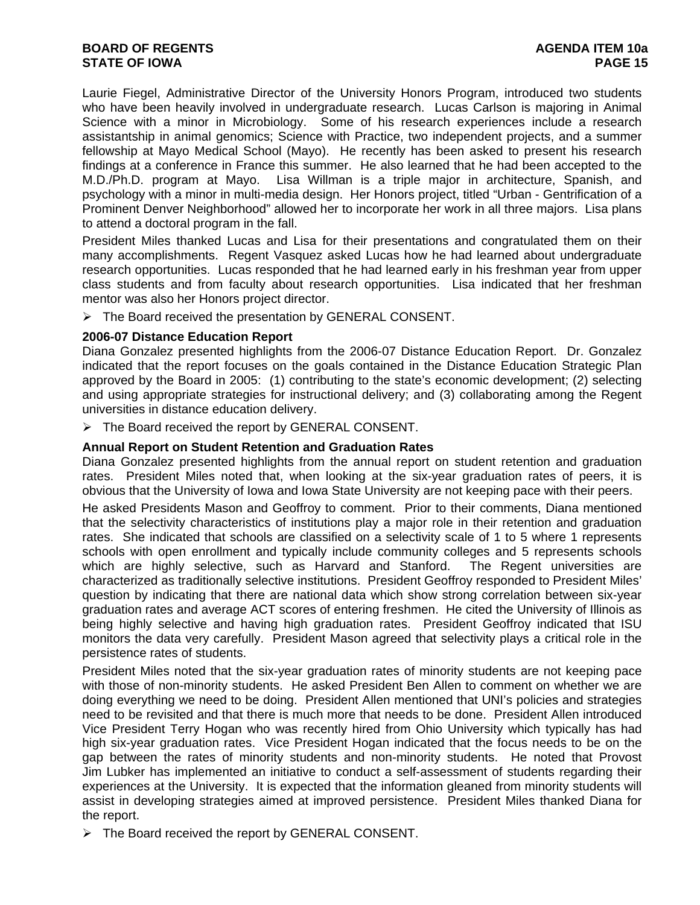Laurie Fiegel, Administrative Director of the University Honors Program, introduced two students who have been heavily involved in undergraduate research. Lucas Carlson is majoring in Animal Science with a minor in Microbiology. Some of his research experiences include a research assistantship in animal genomics; Science with Practice, two independent projects, and a summer fellowship at Mayo Medical School (Mayo). He recently has been asked to present his research findings at a conference in France this summer. He also learned that he had been accepted to the M.D./Ph.D. program at Mayo. Lisa Willman is a triple major in architecture, Spanish, and psychology with a minor in multi-media design. Her Honors project, titled "Urban - Gentrification of a Prominent Denver Neighborhood" allowed her to incorporate her work in all three majors. Lisa plans to attend a doctoral program in the fall.

President Miles thanked Lucas and Lisa for their presentations and congratulated them on their many accomplishments. Regent Vasquez asked Lucas how he had learned about undergraduate research opportunities. Lucas responded that he had learned early in his freshman year from upper class students and from faculty about research opportunities. Lisa indicated that her freshman mentor was also her Honors project director.

- The Board received the presentation by GENERAL CONSENT.

**2006-07 Distance Education Report**

Diana Gonzalez presented highlights from the 2006-07 Distance Education Report. Dr. Gonzalez indicated that the report focuses on the goals contained in the Distance Education Strategic Plan approved by the Board in 2005: (1) contributing to the state's economic development; (2) selecting and using appropriate strategies for instructional delivery; and (3) collaborating among the Regent universities in distance education delivery.

- The Board received the report by GENERAL CONSENT.

**Annual Report on Student Retention and Graduation Rates**

Diana Gonzalez presented highlights from the annual report on student retention and graduation rates. President Miles noted that, when looking at the six-year graduation rates of peers, it is obvious that the University of Iowa and Iowa State University are not keeping pace with their peers.

He asked Presidents Mason and Geoffroy to comment. Prior to their comments, Diana mentioned that the selectivity characteristics of institutions play a major role in their retention and graduation rates. She indicated that schools are classified on a selectivity scale of 1 to 5 where 1 represents schools with open enrollment and typically include community colleges and 5 represents schools which are highly selective, such as Harvard and Stanford. The Regent universities are characterized as traditionally selective institutions. President Geoffroy responded to President Miles' question by indicating that there are national data which show strong correlation between six-year graduation rates and average ACT scores of entering freshmen. He cited the University of Illinois as being highly selective and having high graduation rates. President Geoffroy indicated that ISU monitors the data very carefully. President Mason agreed that selectivity plays a critical role in the persistence rates of students.

President Miles noted that the six-year graduation rates of minority students are not keeping pace with those of non-minority students. He asked President Ben Allen to comment on whether we are doing everything we need to be doing. President Allen mentioned that UNI's policies and strategies need to be revisited and that there is much more that needs to be done. President Allen introduced Vice President Terry Hogan who was recently hired from Ohio University which typically has had high six-year graduation rates. Vice President Hogan indicated that the focus needs to be on the gap between the rates of minority students and non-minority students. He noted that Provost Jim Lubker has implemented an initiative to conduct a self-assessment of students regarding their experiences at the University. It is expected that the information gleaned from minority students will assist in developing strategies aimed at improved persistence. President Miles thanked Diana for the report.

- The Board received the report by GENERAL CONSENT.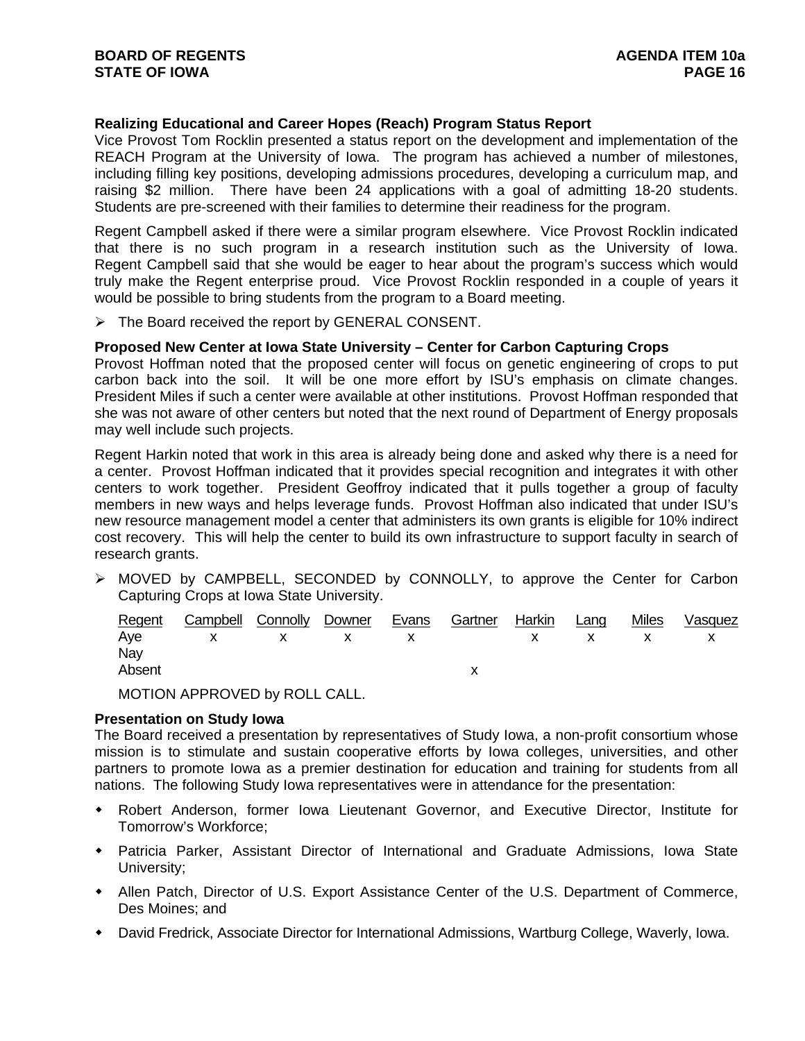**Realizing Educational and Career Hopes (Reach) Program Status Report**

Vice Provost Tom Rocklin presented a status report on the development and implementation of the REACH Program at the University of Iowa. The program has achieved a number of milestones, including filling key positions, developing admissions procedures, developing a curriculum map, and raising $2 million. There have been 24 applications with a goal of admitting 18-20 students. Students are pre-screened with their families to determine their readiness for the program.

Regent Campbell asked if there were a similar program elsewhere. Vice Provost Rocklin indicated that there is no such program in a research institution such as the University of Iowa. Regent Campbell said that she would be eager to hear about the program's success which would truly make the Regent enterprise proud. Vice Provost Rocklin responded in a couple of years it would be possible to bring students from the program to a Board meeting.

- The Board received the report by GENERAL CONSENT.

**Proposed New Center at Iowa State University – Center for Carbon Capturing Crops**

Provost Hoffman noted that the proposed center will focus on genetic engineering of crops to put carbon back into the soil. It will be one more effort by ISU's emphasis on climate changes. President Miles if such a center were available at other institutions. Provost Hoffman responded that she was not aware of other centers but noted that the next round of Department of Energy proposals may well include such projects.

Regent Harkin noted that work in this area is already being done and asked why there is a need for a center. Provost Hoffman indicated that it provides special recognition and integrates it with other centers to work together. President Geoffroy indicated that it pulls together a group of faculty members in new ways and helps leverage funds. Provost Hoffman also indicated that under ISU's new resource management model a center that administers its own grants is eligible for 10% indirect cost recovery. This will help the center to build its own infrastructure to support faculty in search of research grants.

- MOVED by CAMPBELL, SECONDED by CONNOLLY, to approve the Center for Carbon Capturing Crops at Iowa State University.

| Regent | Campbell | Connolly | Downer | Evans | Gartner | Harkin | Lang | Miles | Vasquez |
|---|---|---|---|---|---|---|---|---|---|
| Aye | x | x | x | x | | x | x | x | x |
| Nay | | | | | | | | | |
| Absent | | | | | x | | | | |

MOTION APPROVED by ROLL CALL.

**Presentation on Study Iowa**

The Board received a presentation by representatives of Study Iowa, a non-profit consortium whose mission is to stimulate and sustain cooperative efforts by Iowa colleges, universities, and other partners to promote Iowa as a premier destination for education and training for students from all nations. The following Study Iowa representatives were in attendance for the presentation:

- Robert Anderson, former Iowa Lieutenant Governor, and Executive Director, Institute for Tomorrow's Workforce;
- Patricia Parker, Assistant Director of International and Graduate Admissions, Iowa State University;
- Allen Patch, Director of U.S. Export Assistance Center of the U.S. Department of Commerce, Des Moines; and
- David Fredrick, Associate Director for International Admissions, Wartburg College, Waverly, Iowa.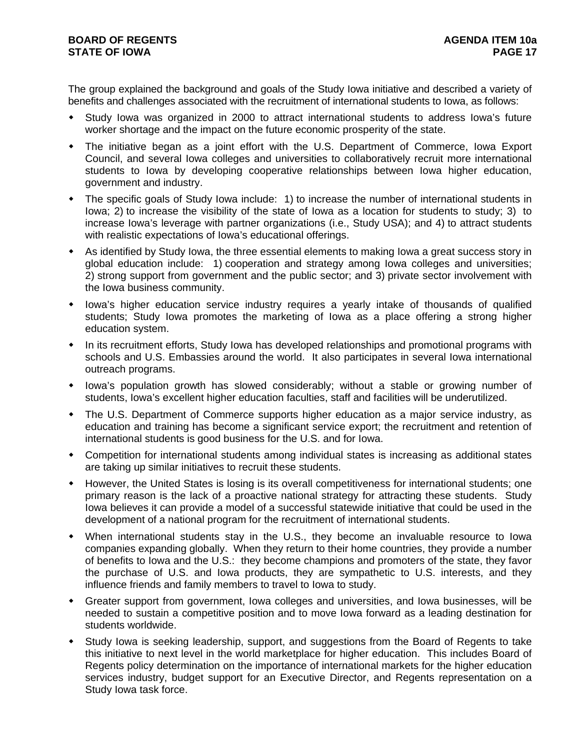The group explained the background and goals of the Study Iowa initiative and described a variety of benefits and challenges associated with the recruitment of international students to Iowa, as follows:

- Study Iowa was organized in 2000 to attract international students to address Iowa's future worker shortage and the impact on the future economic prosperity of the state.
- The initiative began as a joint effort with the U.S. Department of Commerce, Iowa Export Council, and several Iowa colleges and universities to collaboratively recruit more international students to Iowa by developing cooperative relationships between Iowa higher education, government and industry.
- The specific goals of Study Iowa include: 1) to increase the number of international students in Iowa; 2) to increase the visibility of the state of Iowa as a location for students to study; 3) to increase Iowa's leverage with partner organizations (i.e., Study USA); and 4) to attract students with realistic expectations of Iowa's educational offerings.
- As identified by Study Iowa, the three essential elements to making Iowa a great success story in global education include: 1) cooperation and strategy among Iowa colleges and universities; 2) strong support from government and the public sector; and 3) private sector involvement with the Iowa business community.
- Iowa's higher education service industry requires a yearly intake of thousands of qualified students; Study Iowa promotes the marketing of Iowa as a place offering a strong higher education system.
- In its recruitment efforts, Study Iowa has developed relationships and promotional programs with schools and U.S. Embassies around the world. It also participates in several Iowa international outreach programs.
- Iowa's population growth has slowed considerably; without a stable or growing number of students, Iowa's excellent higher education faculties, staff and facilities will be underutilized.
- The U.S. Department of Commerce supports higher education as a major service industry, as education and training has become a significant service export; the recruitment and retention of international students is good business for the U.S. and for Iowa.
- Competition for international students among individual states is increasing as additional states are taking up similar initiatives to recruit these students.
- However, the United States is losing is its overall competitiveness for international students; one primary reason is the lack of a proactive national strategy for attracting these students. Study Iowa believes it can provide a model of a successful statewide initiative that could be used in the development of a national program for the recruitment of international students.
- When international students stay in the U.S., they become an invaluable resource to Iowa companies expanding globally. When they return to their home countries, they provide a number of benefits to Iowa and the U.S.: they become champions and promoters of the state, they favor the purchase of U.S. and Iowa products, they are sympathetic to U.S. interests, and they influence friends and family members to travel to Iowa to study.
- Greater support from government, Iowa colleges and universities, and Iowa businesses, will be needed to sustain a competitive position and to move Iowa forward as a leading destination for students worldwide.
- Study Iowa is seeking leadership, support, and suggestions from the Board of Regents to take this initiative to next level in the world marketplace for higher education. This includes Board of Regents policy determination on the importance of international markets for the higher education services industry, budget support for an Executive Director, and Regents representation on a Study Iowa task force.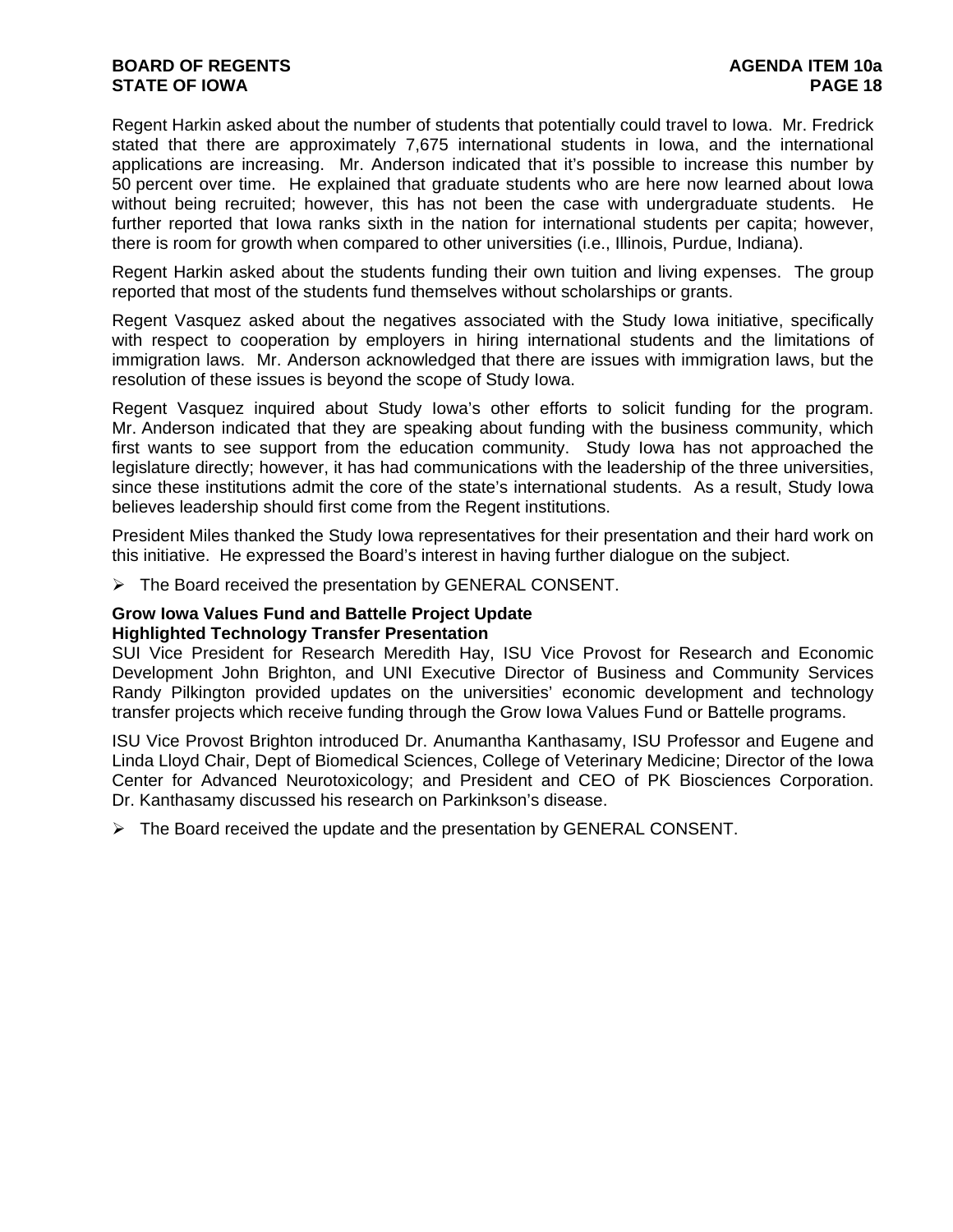Regent Harkin asked about the number of students that potentially could travel to Iowa. Mr. Fredrick stated that there are approximately 7,675 international students in Iowa, and the international applications are increasing. Mr. Anderson indicated that it's possible to increase this number by 50 percent over time. He explained that graduate students who are here now learned about Iowa without being recruited; however, this has not been the case with undergraduate students. He further reported that Iowa ranks sixth in the nation for international students per capita; however, there is room for growth when compared to other universities (i.e., Illinois, Purdue, Indiana).

Regent Harkin asked about the students funding their own tuition and living expenses. The group reported that most of the students fund themselves without scholarships or grants.

Regent Vasquez asked about the negatives associated with the Study Iowa initiative, specifically with respect to cooperation by employers in hiring international students and the limitations of immigration laws. Mr. Anderson acknowledged that there are issues with immigration laws, but the resolution of these issues is beyond the scope of Study Iowa.

Regent Vasquez inquired about Study Iowa's other efforts to solicit funding for the program. Mr. Anderson indicated that they are speaking about funding with the business community, which first wants to see support from the education community. Study Iowa has not approached the legislature directly; however, it has had communications with the leadership of the three universities, since these institutions admit the core of the state's international students. As a result, Study Iowa believes leadership should first come from the Regent institutions.

President Miles thanked the Study Iowa representatives for their presentation and their hard work on this initiative. He expressed the Board's interest in having further dialogue on the subject.

➢ The Board received the presentation by GENERAL CONSENT.

**Grow Iowa Values Fund and Battelle Project Update**
**Highlighted Technology Transfer Presentation**

SUI Vice President for Research Meredith Hay, ISU Vice Provost for Research and Economic Development John Brighton, and UNI Executive Director of Business and Community Services Randy Pilkington provided updates on the universities' economic development and technology transfer projects which receive funding through the Grow Iowa Values Fund or Battelle programs.

ISU Vice Provost Brighton introduced Dr. Anumantha Kanthasamy, ISU Professor and Eugene and Linda Lloyd Chair, Dept of Biomedical Sciences, College of Veterinary Medicine; Director of the Iowa Center for Advanced Neurotoxicology; and President and CEO of PK Biosciences Corporation. Dr. Kanthasamy discussed his research on Parkinkson's disease.

➢ The Board received the update and the presentation by GENERAL CONSENT.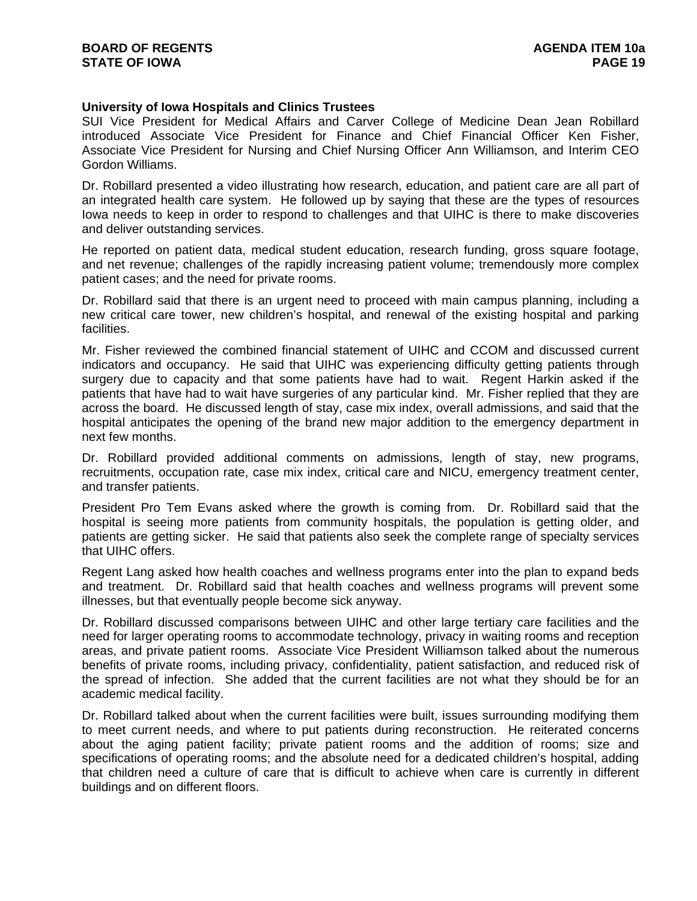**University of Iowa Hospitals and Clinics Trustees**

SUI Vice President for Medical Affairs and Carver College of Medicine Dean Jean Robillard introduced Associate Vice President for Finance and Chief Financial Officer Ken Fisher, Associate Vice President for Nursing and Chief Nursing Officer Ann Williamson, and Interim CEO Gordon Williams.

Dr. Robillard presented a video illustrating how research, education, and patient care are all part of an integrated health care system. He followed up by saying that these are the types of resources Iowa needs to keep in order to respond to challenges and that UIHC is there to make discoveries and deliver outstanding services.

He reported on patient data, medical student education, research funding, gross square footage, and net revenue; challenges of the rapidly increasing patient volume; tremendously more complex patient cases; and the need for private rooms.

Dr. Robillard said that there is an urgent need to proceed with main campus planning, including a new critical care tower, new children's hospital, and renewal of the existing hospital and parking facilities.

Mr. Fisher reviewed the combined financial statement of UIHC and CCOM and discussed current indicators and occupancy. He said that UIHC was experiencing difficulty getting patients through surgery due to capacity and that some patients have had to wait. Regent Harkin asked if the patients that have had to wait have surgeries of any particular kind. Mr. Fisher replied that they are across the board. He discussed length of stay, case mix index, overall admissions, and said that the hospital anticipates the opening of the brand new major addition to the emergency department in next few months.

Dr. Robillard provided additional comments on admissions, length of stay, new programs, recruitments, occupation rate, case mix index, critical care and NICU, emergency treatment center, and transfer patients.

President Pro Tem Evans asked where the growth is coming from. Dr. Robillard said that the hospital is seeing more patients from community hospitals, the population is getting older, and patients are getting sicker. He said that patients also seek the complete range of specialty services that UIHC offers.

Regent Lang asked how health coaches and wellness programs enter into the plan to expand beds and treatment. Dr. Robillard said that health coaches and wellness programs will prevent some illnesses, but that eventually people become sick anyway.

Dr. Robillard discussed comparisons between UIHC and other large tertiary care facilities and the need for larger operating rooms to accommodate technology, privacy in waiting rooms and reception areas, and private patient rooms. Associate Vice President Williamson talked about the numerous benefits of private rooms, including privacy, confidentiality, patient satisfaction, and reduced risk of the spread of infection. She added that the current facilities are not what they should be for an academic medical facility.

Dr. Robillard talked about when the current facilities were built, issues surrounding modifying them to meet current needs, and where to put patients during reconstruction. He reiterated concerns about the aging patient facility; private patient rooms and the addition of rooms; size and specifications of operating rooms; and the absolute need for a dedicated children's hospital, adding that children need a culture of care that is difficult to achieve when care is currently in different buildings and on different floors.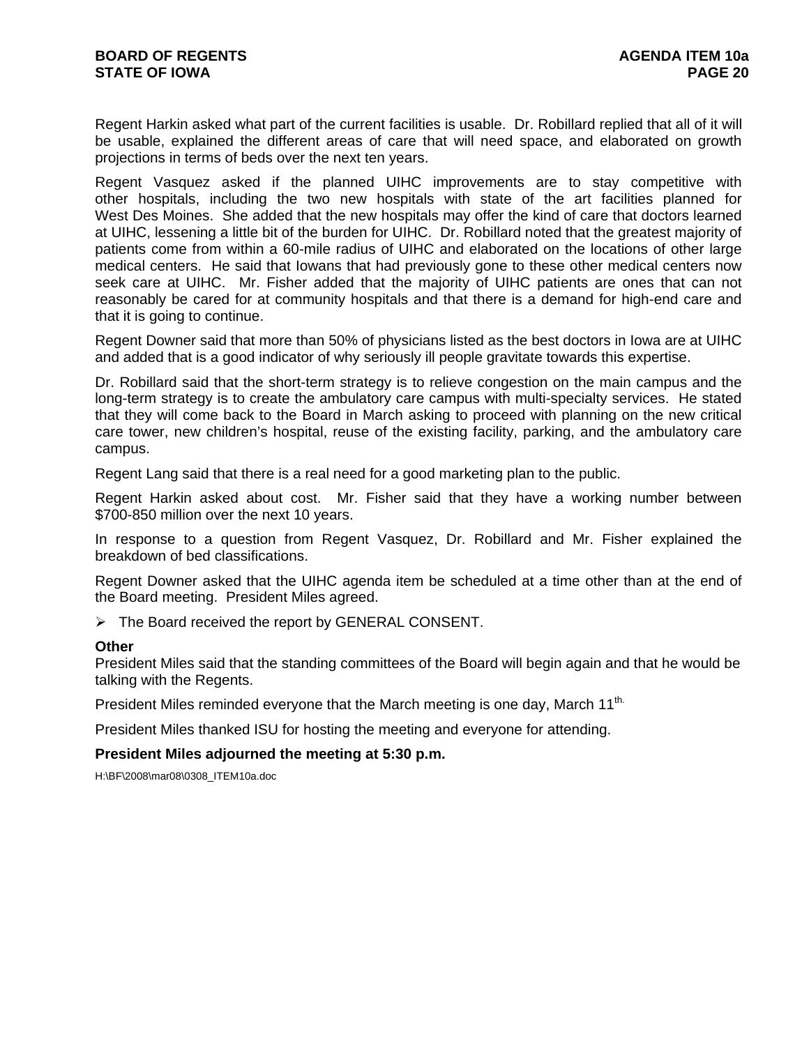Regent Harkin asked what part of the current facilities is usable. Dr. Robillard replied that all of it will be usable, explained the different areas of care that will need space, and elaborated on growth projections in terms of beds over the next ten years.

Regent Vasquez asked if the planned UIHC improvements are to stay competitive with other hospitals, including the two new hospitals with state of the art facilities planned for West Des Moines. She added that the new hospitals may offer the kind of care that doctors learned at UIHC, lessening a little bit of the burden for UIHC. Dr. Robillard noted that the greatest majority of patients come from within a 60-mile radius of UIHC and elaborated on the locations of other large medical centers. He said that Iowans that had previously gone to these other medical centers now seek care at UIHC. Mr. Fisher added that the majority of UIHC patients are ones that can not reasonably be cared for at community hospitals and that there is a demand for high-end care and that it is going to continue.

Regent Downer said that more than 50% of physicians listed as the best doctors in Iowa are at UIHC and added that is a good indicator of why seriously ill people gravitate towards this expertise.

Dr. Robillard said that the short-term strategy is to relieve congestion on the main campus and the long-term strategy is to create the ambulatory care campus with multi-specialty services. He stated that they will come back to the Board in March asking to proceed with planning on the new critical care tower, new children's hospital, reuse of the existing facility, parking, and the ambulatory care campus.

Regent Lang said that there is a real need for a good marketing plan to the public.

Regent Harkin asked about cost. Mr. Fisher said that they have a working number between $700-850 million over the next 10 years.

In response to a question from Regent Vasquez, Dr. Robillard and Mr. Fisher explained the breakdown of bed classifications.

Regent Downer asked that the UIHC agenda item be scheduled at a time other than at the end of the Board meeting. President Miles agreed.

- The Board received the report by GENERAL CONSENT.

**Other**

President Miles said that the standing committees of the Board will begin again and that he would be talking with the Regents.

President Miles reminded everyone that the March meeting is one day, March 11th.

President Miles thanked ISU for hosting the meeting and everyone for attending.

**President Miles adjourned the meeting at 5:30 p.m.**

H:\BF\2008\mar08\0308_ITEM10a.doc